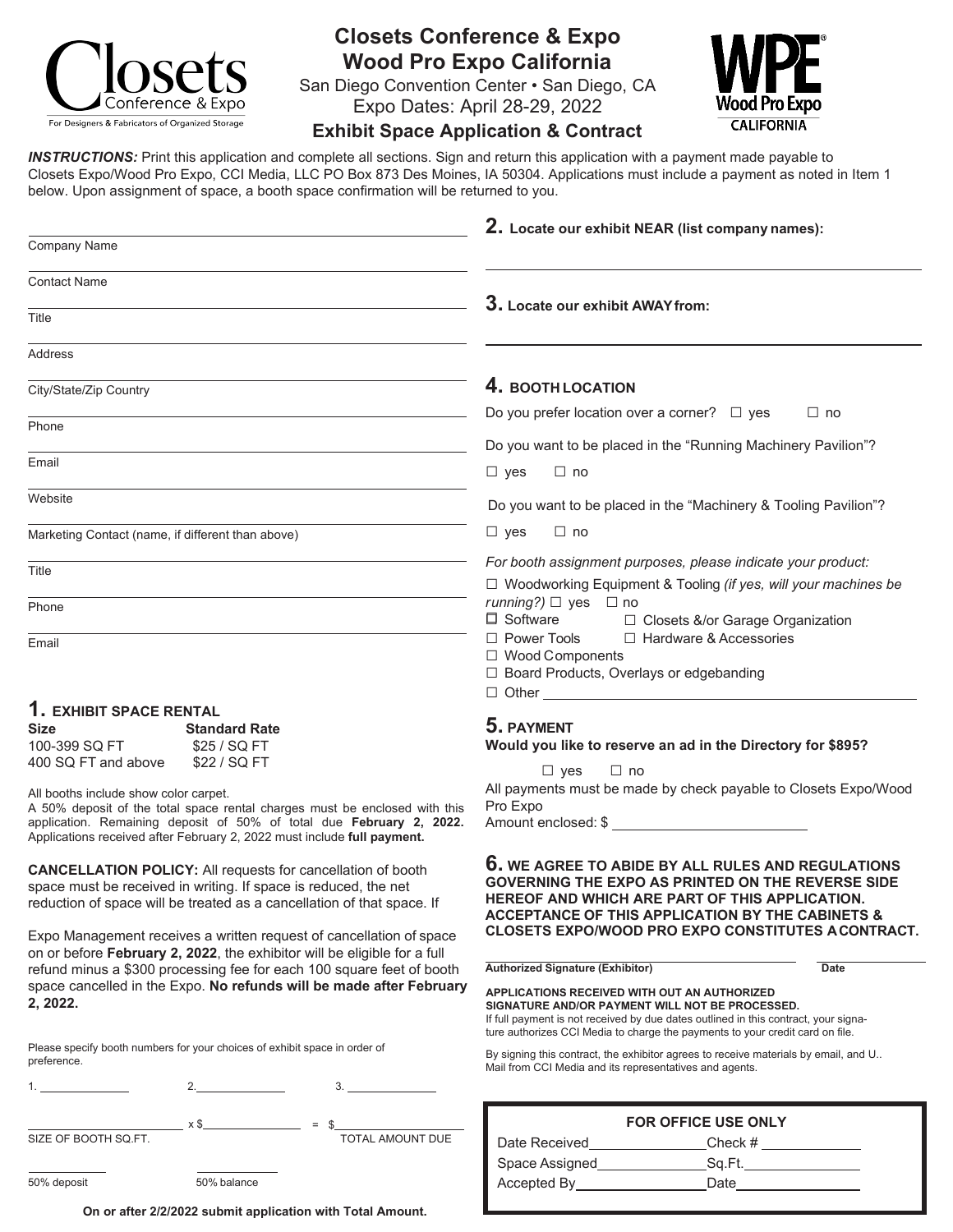# Closets Conference & Expo
# Wood Pro Expo California

San Diego Convention Center • San Diego, CA
Expo Dates: April 28-29, 2022

## Exhibit Space Application & Contract

***INSTRUCTIONS:*** Print this application and complete all sections. Sign and return this application with a payment made payable to Closets Expo/Wood Pro Expo, CCI Media, LLC PO Box 873 Des Moines, IA 50304. Applications must include a payment as noted in Item 1 below. Upon assignment of space, a booth space confirmation will be returned to you.

Company Name ______________________

Contact Name ______________________

Title ______________________

Address ______________________

City/State/Zip Country ______________________

Phone ______________________

Email ______________________

Website ______________________

Marketing Contact (name, if different than above) ______________________

Title ______________________

Phone ______________________

Email ______________________

## 1. EXHIBIT SPACE RENTAL

| Size | Standard Rate |
|---|---|
| 100-399 SQ FT | $25 / SQ FT |
| 400 SQ FT and above | $22 / SQ FT |

All booths include show color carpet.

A 50% deposit of the total space rental charges must be enclosed with this application. Remaining deposit of 50% of total due **February 2, 2022.** Applications received after February 2, 2022 must include **full payment.**

**CANCELLATION POLICY:** All requests for cancellation of booth space must be received in writing. If space is reduced, the net reduction of space will be treated as a cancellation of that space. If Expo Management receives a written request of cancellation of space on or before **February 2, 2022**, the exhibitor will be eligible for a full refund minus a $300 processing fee for each 100 square feet of booth space cancelled in the Expo. **No refunds will be made after February 2, 2022.**

Please specify booth numbers for your choices of exhibit space in order of preference.

1. __________ 2. __________ 3. __________

__________ x $__________ = $__________

SIZE OF BOOTH SQ.FT. TOTAL AMOUNT DUE

__________ __________

50% deposit 50% balance

**On or after 2/2/2022 submit application with Total Amount.**

## 2. Locate our exhibit NEAR (list company names):

______________________

## 3. Locate our exhibit AWAY from:

______________________

## 4. BOOTH LOCATION

Do you prefer location over a corner? ☐ yes ☐ no

Do you want to be placed in the "Running Machinery Pavilion"?

☐ yes ☐ no

Do you want to be placed in the "Machinery & Tooling Pavilion"?

☐ yes ☐ no

*For booth assignment purposes, please indicate your product:*

☐ Woodworking Equipment & Tooling *(if yes, will your machines be running?)* ☐ yes ☐ no

☐ Software ☐ Closets &/or Garage Organization

☐ Power Tools ☐ Hardware & Accessories

☐ Wood Components

☐ Board Products, Overlays or edgebanding

☐ Other ______________________

## 5. PAYMENT

**Would you like to reserve an ad in the Directory for $895?**

☐ yes ☐ no

All payments must be made by check payable to Closets Expo/Wood Pro Expo

Amount enclosed: $ __________

## 6. WE AGREE TO ABIDE BY ALL RULES AND REGULATIONS GOVERNING THE EXPO AS PRINTED ON THE REVERSE SIDE HEREOF AND WHICH ARE PART OF THIS APPLICATION. ACCEPTANCE OF THIS APPLICATION BY THE CABINETS & CLOSETS EXPO/WOOD PRO EXPO CONSTITUTES A CONTRACT.

______________________ __________

**Authorized Signature (Exhibitor)** **Date**

**APPLICATIONS RECEIVED WITH OUT AN AUTHORIZED SIGNATURE AND/OR PAYMENT WILL NOT BE PROCESSED.**

If full payment is not received by due dates outlined in this contract, your signature authorizes CCI Media to charge the payments to your credit card on file.

By signing this contract, the exhibitor agrees to receive materials by email, and U.. Mail from CCI Media and its representatives and agents.

**FOR OFFICE USE ONLY**

Date Received__________ Check # __________

Space Assigned__________ Sq.Ft.__________

Accepted By__________ Date__________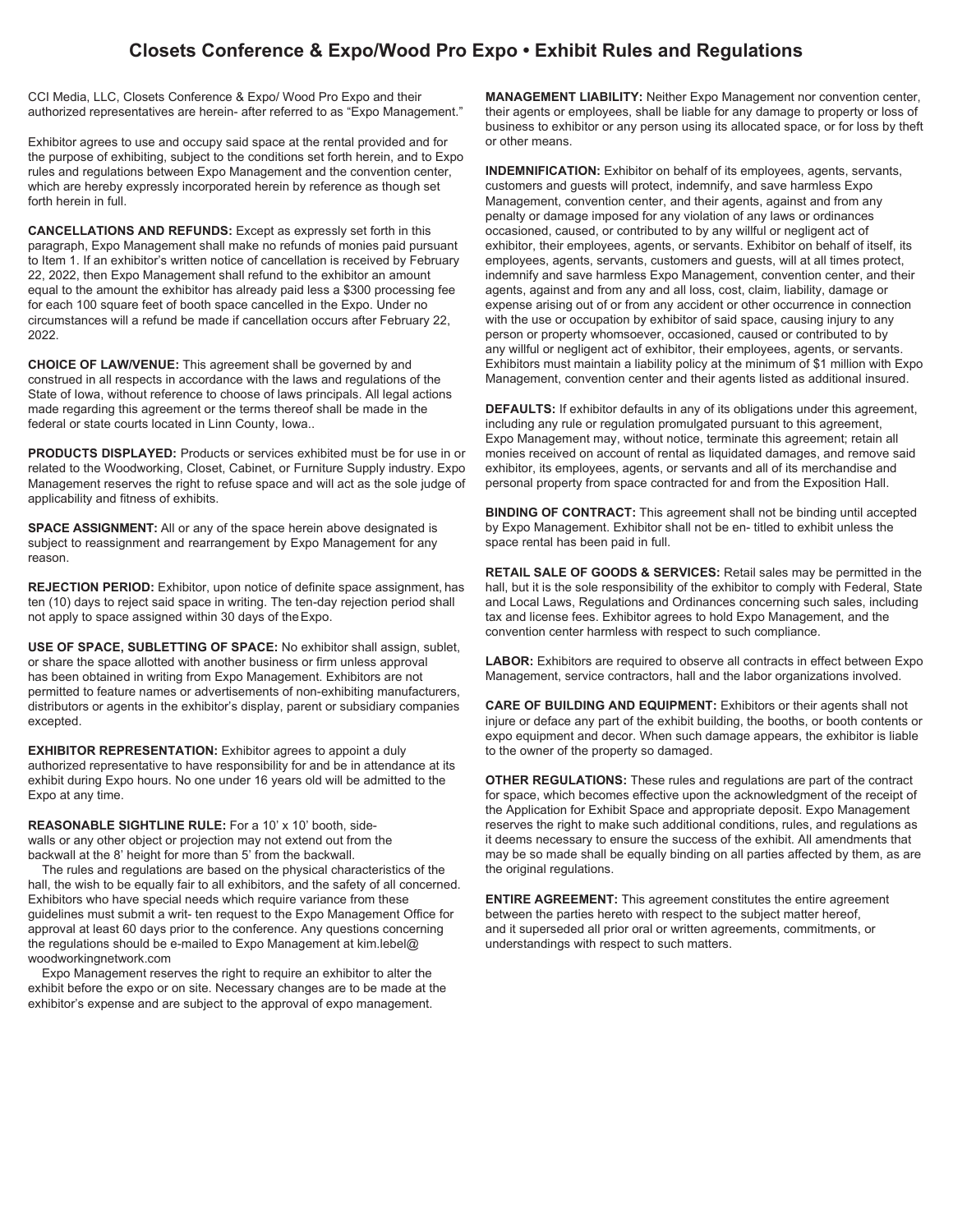# Closets Conference & Expo/Wood Pro Expo • Exhibit Rules and Regulations

CCI Media, LLC, Closets Conference & Expo/ Wood Pro Expo and their authorized representatives are herein- after referred to as "Expo Management."

Exhibitor agrees to use and occupy said space at the rental provided and for the purpose of exhibiting, subject to the conditions set forth herein, and to Expo rules and regulations between Expo Management and the convention center, which are hereby expressly incorporated herein by reference as though set forth herein in full.

**CANCELLATIONS AND REFUNDS:** Except as expressly set forth in this paragraph, Expo Management shall make no refunds of monies paid pursuant to Item 1. If an exhibitor's written notice of cancellation is received by February 22, 2022, then Expo Management shall refund to the exhibitor an amount equal to the amount the exhibitor has already paid less a $300 processing fee for each 100 square feet of booth space cancelled in the Expo. Under no circumstances will a refund be made if cancellation occurs after February 22, 2022.

**CHOICE OF LAW/VENUE:** This agreement shall be governed by and construed in all respects in accordance with the laws and regulations of the State of Iowa, without reference to choose of laws principals. All legal actions made regarding this agreement or the terms thereof shall be made in the federal or state courts located in Linn County, Iowa..

**PRODUCTS DISPLAYED:** Products or services exhibited must be for use in or related to the Woodworking, Closet, Cabinet, or Furniture Supply industry. Expo Management reserves the right to refuse space and will act as the sole judge of applicability and fitness of exhibits.

**SPACE ASSIGNMENT:** All or any of the space herein above designated is subject to reassignment and rearrangement by Expo Management for any reason.

**REJECTION PERIOD:** Exhibitor, upon notice of definite space assignment, has ten (10) days to reject said space in writing. The ten-day rejection period shall not apply to space assigned within 30 days of the Expo.

**USE OF SPACE, SUBLETTING OF SPACE:** No exhibitor shall assign, sublet, or share the space allotted with another business or firm unless approval has been obtained in writing from Expo Management. Exhibitors are not permitted to feature names or advertisements of non-exhibiting manufacturers, distributors or agents in the exhibitor's display, parent or subsidiary companies excepted.

**EXHIBITOR REPRESENTATION:** Exhibitor agrees to appoint a duly authorized representative to have responsibility for and be in attendance at its exhibit during Expo hours. No one under 16 years old will be admitted to the Expo at any time.

**REASONABLE SIGHTLINE RULE:** For a 10' x 10' booth, side-walls or any other object or projection may not extend out from the backwall at the 8' height for more than 5' from the backwall.

The rules and regulations are based on the physical characteristics of the hall, the wish to be equally fair to all exhibitors, and the safety of all concerned. Exhibitors who have special needs which require variance from these guidelines must submit a writ- ten request to the Expo Management Office for approval at least 60 days prior to the conference. Any questions concerning the regulations should be e-mailed to Expo Management at kim.lebel@woodworkingnetwork.com

Expo Management reserves the right to require an exhibitor to alter the exhibit before the expo or on site. Necessary changes are to be made at the exhibitor's expense and are subject to the approval of expo management.

**MANAGEMENT LIABILITY:** Neither Expo Management nor convention center, their agents or employees, shall be liable for any damage to property or loss of business to exhibitor or any person using its allocated space, or for loss by theft or other means.

**INDEMNIFICATION:** Exhibitor on behalf of its employees, agents, servants, customers and guests will protect, indemnify, and save harmless Expo Management, convention center, and their agents, against and from any penalty or damage imposed for any violation of any laws or ordinances occasioned, caused, or contributed to by any willful or negligent act of exhibitor, their employees, agents, or servants. Exhibitor on behalf of itself, its employees, agents, servants, customers and guests, will at all times protect, indemnify and save harmless Expo Management, convention center, and their agents, against and from any and all loss, cost, claim, liability, damage or expense arising out of or from any accident or other occurrence in connection with the use or occupation by exhibitor of said space, causing injury to any person or property whomsoever, occasioned, caused or contributed to by any willful or negligent act of exhibitor, their employees, agents, or servants. Exhibitors must maintain a liability policy at the minimum of $1 million with Expo Management, convention center and their agents listed as additional insured.

**DEFAULTS:** If exhibitor defaults in any of its obligations under this agreement, including any rule or regulation promulgated pursuant to this agreement, Expo Management may, without notice, terminate this agreement; retain all monies received on account of rental as liquidated damages, and remove said exhibitor, its employees, agents, or servants and all of its merchandise and personal property from space contracted for and from the Exposition Hall.

**BINDING OF CONTRACT:** This agreement shall not be binding until accepted by Expo Management. Exhibitor shall not be en- titled to exhibit unless the space rental has been paid in full.

**RETAIL SALE OF GOODS & SERVICES:** Retail sales may be permitted in the hall, but it is the sole responsibility of the exhibitor to comply with Federal, State and Local Laws, Regulations and Ordinances concerning such sales, including tax and license fees. Exhibitor agrees to hold Expo Management, and the convention center harmless with respect to such compliance.

**LABOR:** Exhibitors are required to observe all contracts in effect between Expo Management, service contractors, hall and the labor organizations involved.

**CARE OF BUILDING AND EQUIPMENT:** Exhibitors or their agents shall not injure or deface any part of the exhibit building, the booths, or booth contents or expo equipment and decor. When such damage appears, the exhibitor is liable to the owner of the property so damaged.

**OTHER REGULATIONS:** These rules and regulations are part of the contract for space, which becomes effective upon the acknowledgment of the receipt of the Application for Exhibit Space and appropriate deposit. Expo Management reserves the right to make such additional conditions, rules, and regulations as it deems necessary to ensure the success of the exhibit. All amendments that may be so made shall be equally binding on all parties affected by them, as are the original regulations.

**ENTIRE AGREEMENT:** This agreement constitutes the entire agreement between the parties hereto with respect to the subject matter hereof, and it superseded all prior oral or written agreements, commitments, or understandings with respect to such matters.